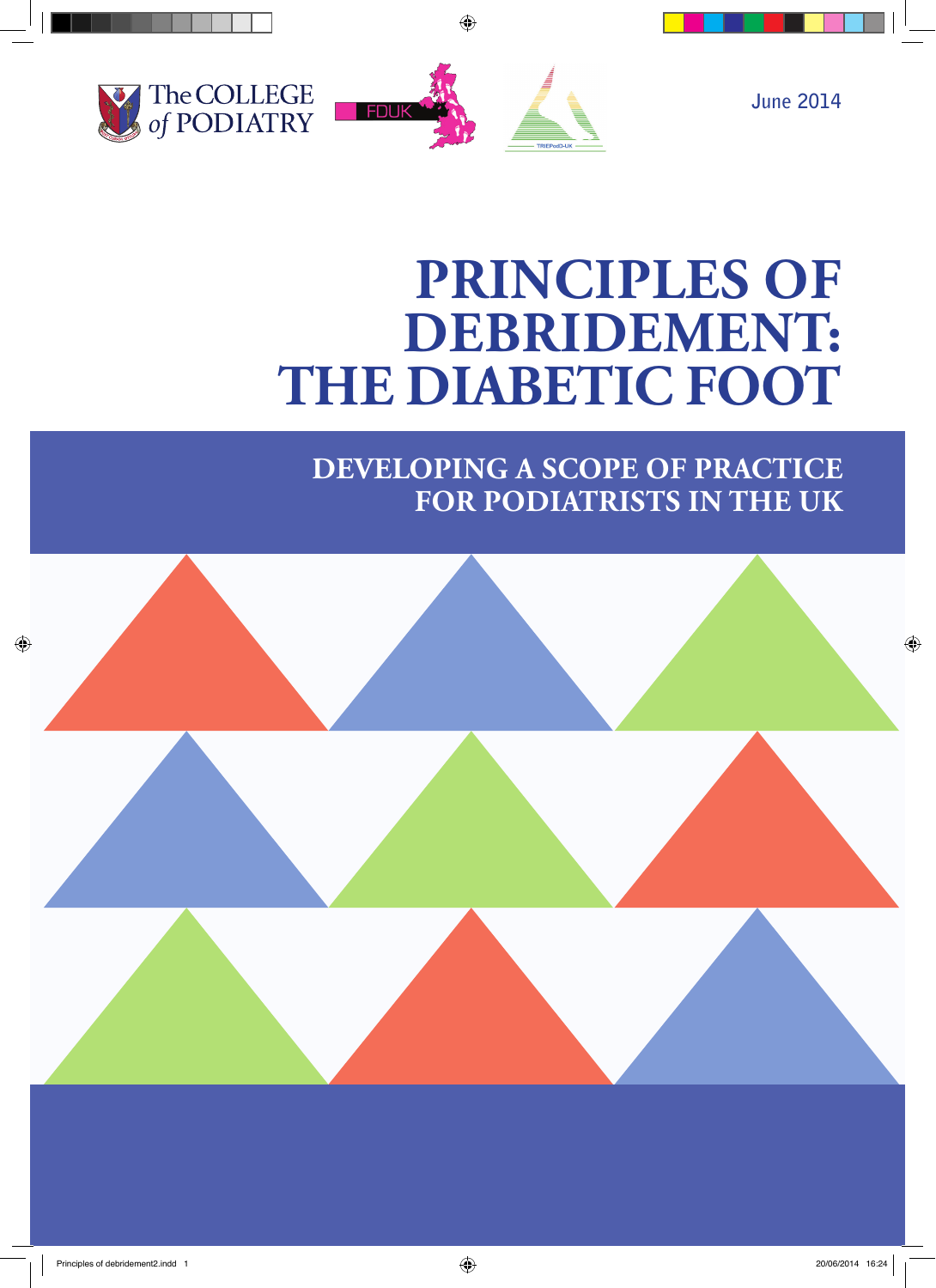The COLLEGE of PODIATRY

FDUK

TRIEPodD-UK

June 2014

# PRINCIPLES OF DEBRIDEMENT: THE DIABETIC FOOT

## DEVELOPING A SCOPE OF PRACTICE FOR PODIATRISTS IN THE UK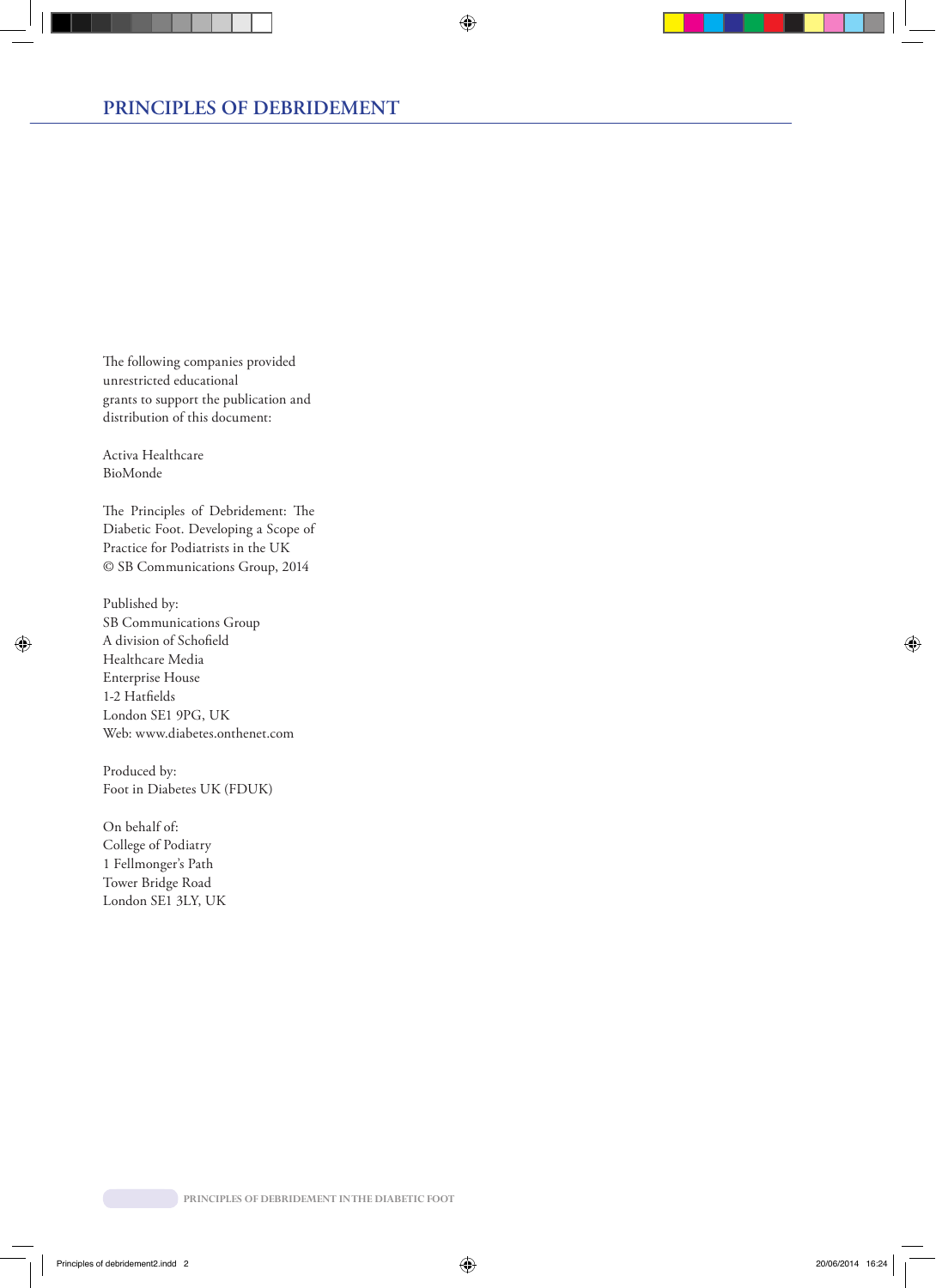The following companies provided unrestricted educational grants to support the publication and distribution of this document:

Activa Healthcare
BioMonde

The Principles of Debridement: The Diabetic Foot. Developing a Scope of Practice for Podiatrists in the UK
© SB Communications Group, 2014

Published by:
SB Communications Group
A division of Schofield Healthcare Media
Enterprise House
1-2 Hatfields
London SE1 9PG, UK
Web: www.diabetes.onthenet.com

Produced by:
Foot in Diabetes UK (FDUK)

On behalf of:
College of Podiatry
1 Fellmonger's Path
Tower Bridge Road
London SE1 3LY, UK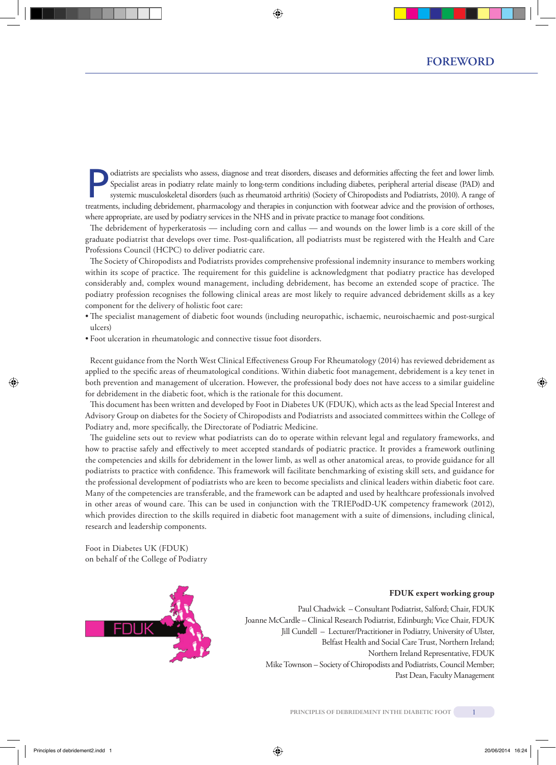# FOREWORD

Podiatrists are specialists who assess, diagnose and treat disorders, diseases and deformities affecting the feet and lower limb. Specialist areas in podiatry relate mainly to long-term conditions including diabetes, peripheral arterial disease (PAD) and systemic musculoskeletal disorders (such as rheumatoid arthritis) (Society of Chiropodists and Podiatrists, 2010). A range of treatments, including debridement, pharmacology and therapies in conjunction with footwear advice and the provision of orthoses, where appropriate, are used by podiatry services in the NHS and in private practice to manage foot conditions.

The debridement of hyperkeratosis — including corn and callus — and wounds on the lower limb is a core skill of the graduate podiatrist that develops over time. Post-qualification, all podiatrists must be registered with the Health and Care Professions Council (HCPC) to deliver podiatric care.

The Society of Chiropodists and Podiatrists provides comprehensive professional indemnity insurance to members working within its scope of practice. The requirement for this guideline is acknowledgment that podiatry practice has developed considerably and, complex wound management, including debridement, has become an extended scope of practice. The podiatry profession recognises the following clinical areas are most likely to require advanced debridement skills as a key component for the delivery of holistic foot care:

- The specialist management of diabetic foot wounds (including neuropathic, ischaemic, neuroischaemic and post-surgical ulcers)
- Foot ulceration in rheumatologic and connective tissue foot disorders.

Recent guidance from the North West Clinical Effectiveness Group For Rheumatology (2014) has reviewed debridement as applied to the specific areas of rheumatological conditions. Within diabetic foot management, debridement is a key tenet in both prevention and management of ulceration. However, the professional body does not have access to a similar guideline for debridement in the diabetic foot, which is the rationale for this document.

This document has been written and developed by Foot in Diabetes UK (FDUK), which acts as the lead Special Interest and Advisory Group on diabetes for the Society of Chiropodists and Podiatrists and associated committees within the College of Podiatry and, more specifically, the Directorate of Podiatric Medicine.

The guideline sets out to review what podiatrists can do to operate within relevant legal and regulatory frameworks, and how to practise safely and effectively to meet accepted standards of podiatric practice. It provides a framework outlining the competencies and skills for debridement in the lower limb, as well as other anatomical areas, to provide guidance for all podiatrists to practice with confidence. This framework will facilitate benchmarking of existing skill sets, and guidance for the professional development of podiatrists who are keen to become specialists and clinical leaders within diabetic foot care. Many of the competencies are transferable, and the framework can be adapted and used by healthcare professionals involved in other areas of wound care. This can be used in conjunction with the TRIEPodD-UK competency framework (2012), which provides direction to the skills required in diabetic foot management with a suite of dimensions, including clinical, research and leadership components.

Foot in Diabetes UK (FDUK)
on behalf of the College of Podiatry

FDUK

**FDUK expert working group**

Paul Chadwick – Consultant Podiatrist, Salford; Chair, FDUK
Joanne McCardle – Clinical Research Podiatrist, Edinburgh; Vice Chair, FDUK
Jill Cundell – Lecturer/Practitioner in Podiatry, University of Ulster, Belfast Health and Social Care Trust, Northern Ireland; Northern Ireland Representative, FDUK
Mike Townson – Society of Chiropodists and Podiatrists, Council Member; Past Dean, Faculty Management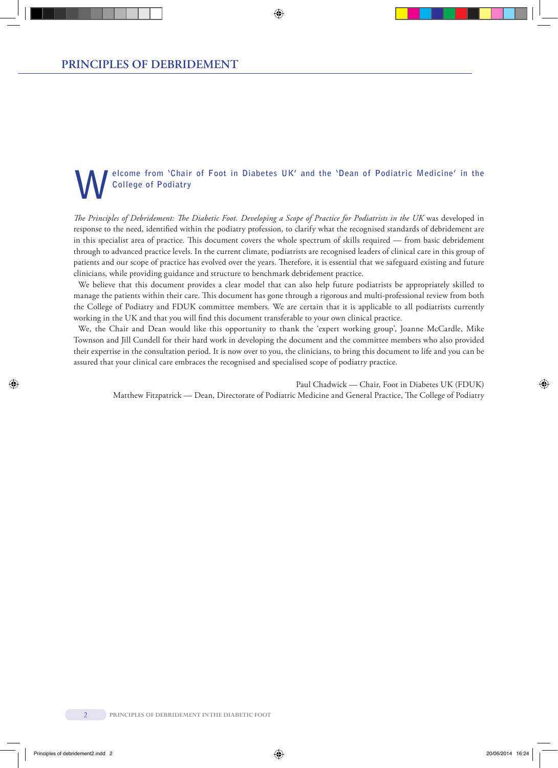## Welcome from 'Chair of Foot in Diabetes UK' and the 'Dean of Podiatric Medicine' in the College of Podiatry

*The Principles of Debridement: The Diabetic Foot. Developing a Scope of Practice for Podiatrists in the UK* was developed in response to the need, identified within the podiatry profession, to clarify what the recognised standards of debridement are in this specialist area of practice. This document covers the whole spectrum of skills required — from basic debridement through to advanced practice levels. In the current climate, podiatrists are recognised leaders of clinical care in this group of patients and our scope of practice has evolved over the years. Therefore, it is essential that we safeguard existing and future clinicians, while providing guidance and structure to benchmark debridement practice.

We believe that this document provides a clear model that can also help future podiatrists be appropriately skilled to manage the patients within their care. This document has gone through a rigorous and multi-professional review from both the College of Podiatry and FDUK committee members. We are certain that it is applicable to all podiatrists currently working in the UK and that you will find this document transferable to your own clinical practice.

We, the Chair and Dean would like this opportunity to thank the 'expert working group', Joanne McCardle, Mike Townson and Jill Cundell for their hard work in developing the document and the committee members who also provided their expertise in the consultation period. It is now over to you, the clinicians, to bring this document to life and you can be assured that your clinical care embraces the recognised and specialised scope of podiatry practice.

Paul Chadwick — Chair, Foot in Diabetes UK (FDUK)
Matthew Fitzpatrick — Dean, Directorate of Podiatric Medicine and General Practice, The College of Podiatry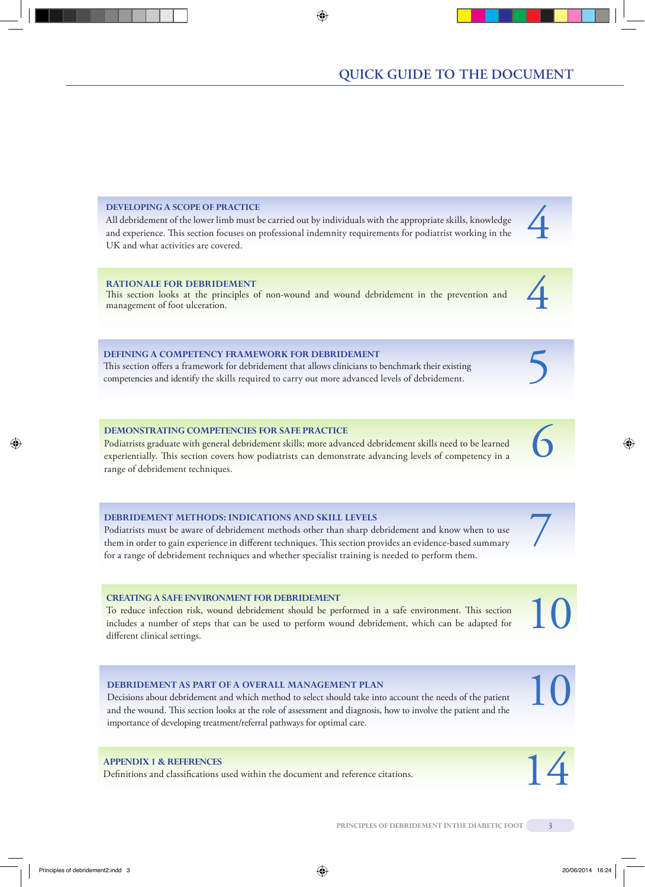# QUICK GUIDE TO THE DOCUMENT

**DEVELOPING A SCOPE OF PRACTICE** — 4

All debridement of the lower limb must be carried out by individuals with the appropriate skills, knowledge and experience. This section focuses on professional indemnity requirements for podiatrist working in the UK and what activities are covered.

**RATIONALE FOR DEBRIDEMENT** — 4

This section looks at the principles of non-wound and wound debridement in the prevention and management of foot ulceration.

**DEFINING A COMPETENCY FRAMEWORK FOR DEBRIDEMENT** — 5

This section offers a framework for debridement that allows clinicians to benchmark their existing competencies and identify the skills required to carry out more advanced levels of debridement.

**DEMONSTRATING COMPETENCIES FOR SAFE PRACTICE** — 6

Podiatrists graduate with general debridement skills; more advanced debridement skills need to be learned experientially. This section covers how podiatrists can demonstrate advancing levels of competency in a range of debridement techniques.

**DEBRIDEMENT METHODS: INDICATIONS AND SKILL LEVELS** — 7

Podiatrists must be aware of debridement methods other than sharp debridement and know when to use them in order to gain experience in different techniques. This section provides an evidence-based summary for a range of debridement techniques and whether specialist training is needed to perform them.

**CREATING A SAFE ENVIRONMENT FOR DEBRIDEMENT** — 10

To reduce infection risk, wound debridement should be performed in a safe environment. This section includes a number of steps that can be used to perform wound debridement, which can be adapted for different clinical settings.

**DEBRIDEMENT AS PART OF A OVERALL MANAGEMENT PLAN** — 10

Decisions about debridement and which method to select should take into account the needs of the patient and the wound. This section looks at the role of assessment and diagnosis, how to involve the patient and the importance of developing treatment/referral pathways for optimal care.

**APPENDIX 1 & REFERENCES** — 14

Definitions and classifications used within the document and reference citations.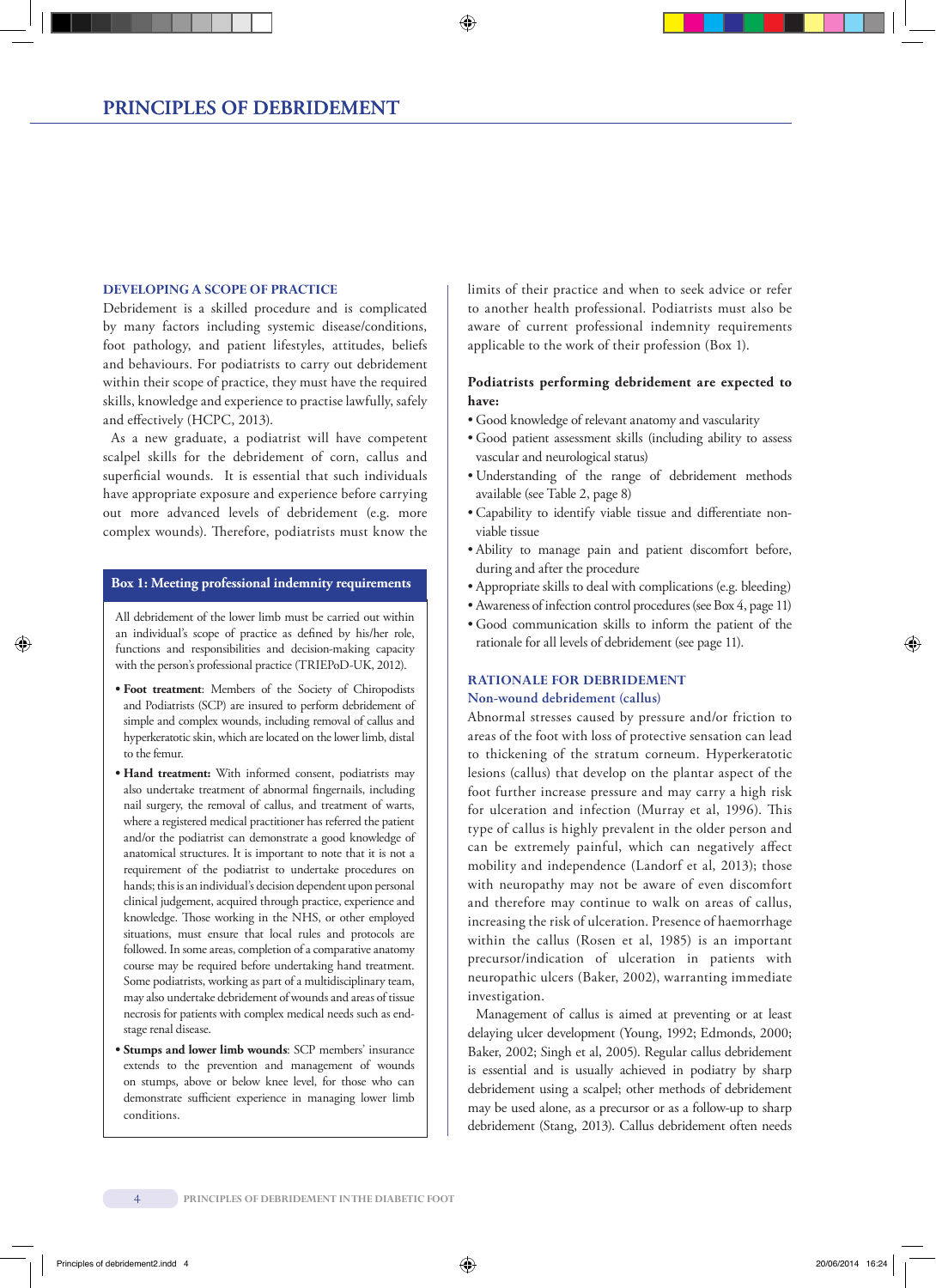# PRINCIPLES OF DEBRIDEMENT

## DEVELOPING A SCOPE OF PRACTICE

Debridement is a skilled procedure and is complicated by many factors including systemic disease/conditions, foot pathology, and patient lifestyles, attitudes, beliefs and behaviours. For podiatrists to carry out debridement within their scope of practice, they must have the required skills, knowledge and experience to practise lawfully, safely and effectively (HCPC, 2013).

As a new graduate, a podiatrist will have competent scalpel skills for the debridement of corn, callus and superficial wounds. It is essential that such individuals have appropriate exposure and experience before carrying out more advanced levels of debridement (e.g. more complex wounds). Therefore, podiatrists must know the limits of their practice and when to seek advice or refer to another health professional. Podiatrists must also be aware of current professional indemnity requirements applicable to the work of their profession (Box 1).

> **Box 1: Meeting professional indemnity requirements**
>
> All debridement of the lower limb must be carried out within an individual's scope of practice as defined by his/her role, functions and responsibilities and decision-making capacity with the person's professional practice (TRIEPoD-UK, 2012).
>
> - **Foot treatment**: Members of the Society of Chiropodists and Podiatrists (SCP) are insured to perform debridement of simple and complex wounds, including removal of callus and hyperkeratotic skin, which are located on the lower limb, distal to the femur.
> - **Hand treatment:** With informed consent, podiatrists may also undertake treatment of abnormal fingernails, including nail surgery, the removal of callus, and treatment of warts, where a registered medical practitioner has referred the patient and/or the podiatrist can demonstrate a good knowledge of anatomical structures. It is important to note that it is not a requirement of the podiatrist to undertake procedures on hands; this is an individual's decision dependent upon personal clinical judgement, acquired through practice, experience and knowledge. Those working in the NHS, or other employed situations, must ensure that local rules and protocols are followed. In some areas, completion of a comparative anatomy course may be required before undertaking hand treatment. Some podiatrists, working as part of a multidisciplinary team, may also undertake debridement of wounds and areas of tissue necrosis for patients with complex medical needs such as end-stage renal disease.
> - **Stumps and lower limb wounds**: SCP members' insurance extends to the prevention and management of wounds on stumps, above or below knee level, for those who can demonstrate sufficient experience in managing lower limb conditions.

**Podiatrists performing debridement are expected to have:**

- Good knowledge of relevant anatomy and vascularity
- Good patient assessment skills (including ability to assess vascular and neurological status)
- Understanding of the range of debridement methods available (see Table 2, page 8)
- Capability to identify viable tissue and differentiate non-viable tissue
- Ability to manage pain and patient discomfort before, during and after the procedure
- Appropriate skills to deal with complications (e.g. bleeding)
- Awareness of infection control procedures (see Box 4, page 11)
- Good communication skills to inform the patient of the rationale for all levels of debridement (see page 11).

## RATIONALE FOR DEBRIDEMENT

### Non-wound debridement (callus)

Abnormal stresses caused by pressure and/or friction to areas of the foot with loss of protective sensation can lead to thickening of the stratum corneum. Hyperkeratotic lesions (callus) that develop on the plantar aspect of the foot further increase pressure and may carry a high risk for ulceration and infection (Murray et al, 1996). This type of callus is highly prevalent in the older person and can be extremely painful, which can negatively affect mobility and independence (Landorf et al, 2013); those with neuropathy may not be aware of even discomfort and therefore may continue to walk on areas of callus, increasing the risk of ulceration. Presence of haemorrhage within the callus (Rosen et al, 1985) is an important precursor/indication of ulceration in patients with neuropathic ulcers (Baker, 2002), warranting immediate investigation.

Management of callus is aimed at preventing or at least delaying ulcer development (Young, 1992; Edmonds, 2000; Baker, 2002; Singh et al, 2005). Regular callus debridement is essential and is usually achieved in podiatry by sharp debridement using a scalpel; other methods of debridement may be used alone, as a precursor or as a follow-up to sharp debridement (Stang, 2013). Callus debridement often needs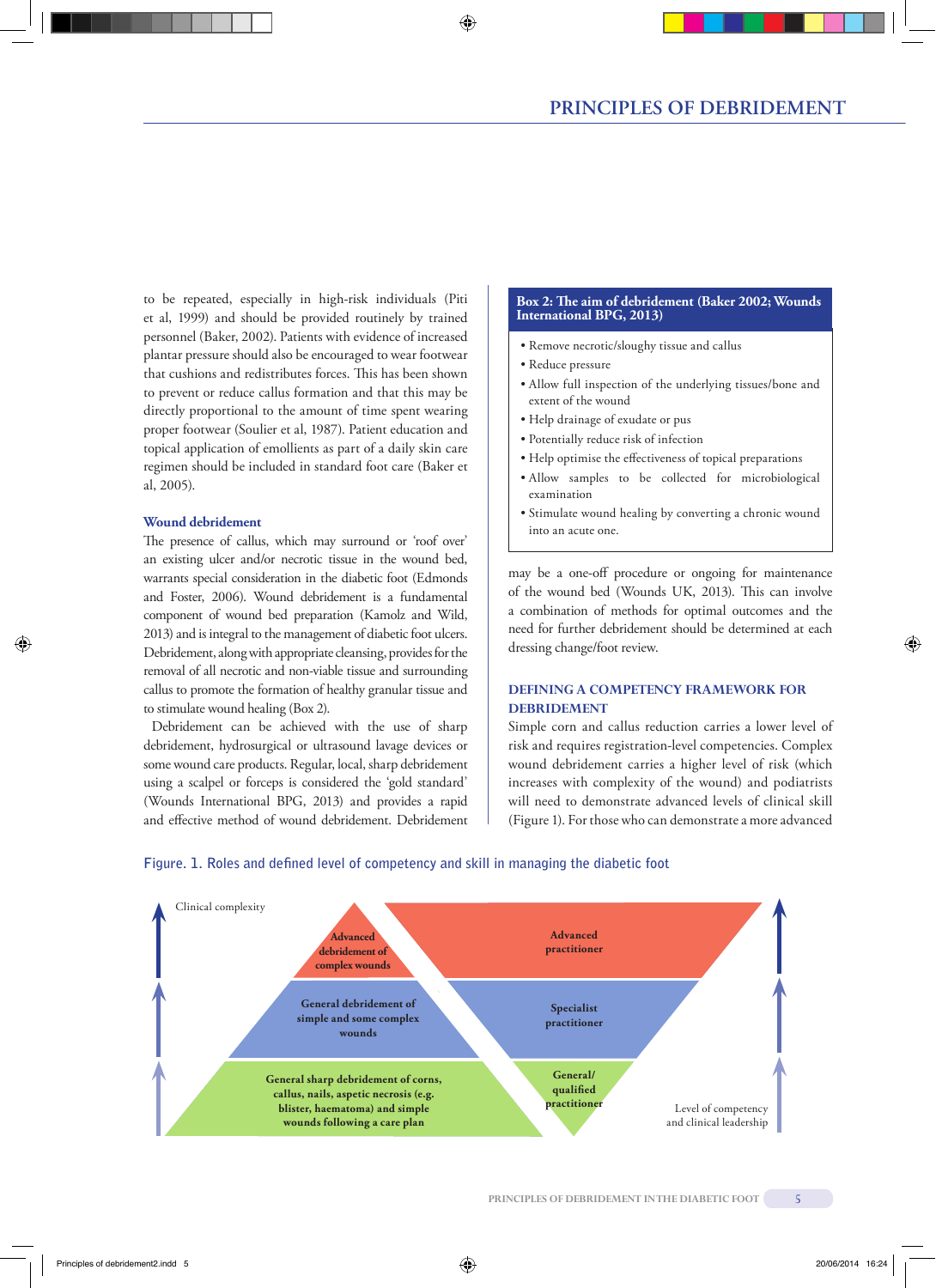to be repeated, especially in high-risk individuals (Piti et al, 1999) and should be provided routinely by trained personnel (Baker, 2002). Patients with evidence of increased plantar pressure should also be encouraged to wear footwear that cushions and redistributes forces. This has been shown to prevent or reduce callus formation and that this may be directly proportional to the amount of time spent wearing proper footwear (Soulier et al, 1987). Patient education and topical application of emollients as part of a daily skin care regimen should be included in standard foot care (Baker et al, 2005).

### Wound debridement

The presence of callus, which may surround or 'roof over' an existing ulcer and/or necrotic tissue in the wound bed, warrants special consideration in the diabetic foot (Edmonds and Foster, 2006). Wound debridement is a fundamental component of wound bed preparation (Kamolz and Wild, 2013) and is integral to the management of diabetic foot ulcers. Debridement, along with appropriate cleansing, provides for the removal of all necrotic and non-viable tissue and surrounding callus to promote the formation of healthy granular tissue and to stimulate wound healing (Box 2).

Debridement can be achieved with the use of sharp debridement, hydrosurgical or ultrasound lavage devices or some wound care products. Regular, local, sharp debridement using a scalpel or forceps is considered the 'gold standard' (Wounds International BPG, 2013) and provides a rapid and effective method of wound debridement. Debridement may be a one-off procedure or ongoing for maintenance of the wound bed (Wounds UK, 2013). This can involve a combination of methods for optimal outcomes and the need for further debridement should be determined at each dressing change/foot review.

**Box 2: The aim of debridement (Baker 2002; Wounds International BPG, 2013)**

- Remove necrotic/sloughy tissue and callus
- Reduce pressure
- Allow full inspection of the underlying tissues/bone and extent of the wound
- Help drainage of exudate or pus
- Potentially reduce risk of infection
- Help optimise the effectiveness of topical preparations
- Allow samples to be collected for microbiological examination
- Stimulate wound healing by converting a chronic wound into an acute one.

## DEFINING A COMPETENCY FRAMEWORK FOR DEBRIDEMENT

Simple corn and callus reduction carries a lower level of risk and requires registration-level competencies. Complex wound debridement carries a higher level of risk (which increases with complexity of the wound) and podiatrists will need to demonstrate advanced levels of clinical skill (Figure 1). For those who can demonstrate a more advanced

**Figure. 1. Roles and defined level of competency and skill in managing the diabetic foot**

| Clinical complexity | Level of competency and clinical leadership |
|---|---|
| Advanced debridement of complex wounds | Advanced practitioner |
| General debridement of simple and some complex wounds | Specialist practitioner |
| General sharp debridement of corns, callus, nails, aspetic necrosis (e.g. blister, haematoma) and simple wounds following a care plan | General/qualified practitioner |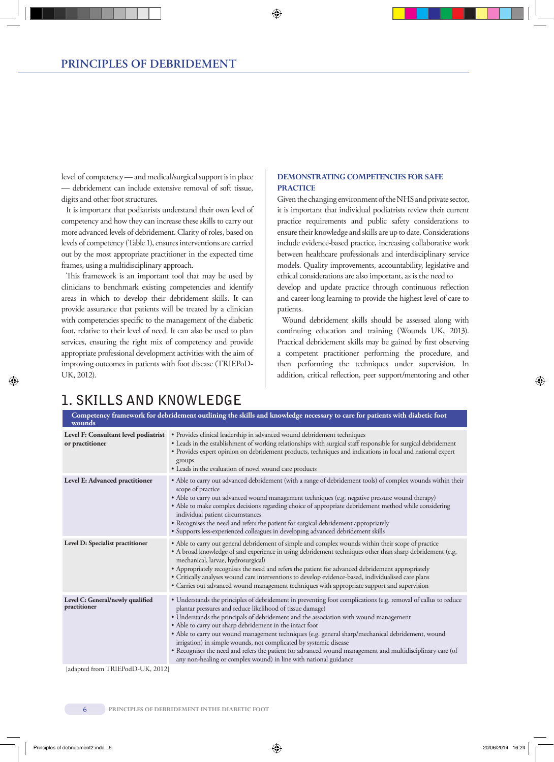level of competency — and medical/surgical support is in place — debridement can include extensive removal of soft tissue, digits and other foot structures.

It is important that podiatrists understand their own level of competency and how they can increase these skills to carry out more advanced levels of debridement. Clarity of roles, based on levels of competency (Table 1), ensures interventions are carried out by the most appropriate practitioner in the expected time frames, using a multidisciplinary approach.

This framework is an important tool that may be used by clinicians to benchmark existing competencies and identify areas in which to develop their debridement skills. It can provide assurance that patients will be treated by a clinician with competencies specific to the management of the diabetic foot, relative to their level of need. It can also be used to plan services, ensuring the right mix of competency and provide appropriate professional development activities with the aim of improving outcomes in patients with foot disease (TRIEPoD-UK, 2012).

## DEMONSTRATING COMPETENCIES FOR SAFE PRACTICE

Given the changing environment of the NHS and private sector, it is important that individual podiatrists review their current practice requirements and public safety considerations to ensure their knowledge and skills are up to date. Considerations include evidence-based practice, increasing collaborative work between healthcare professionals and interdisciplinary service models. Quality improvements, accountability, legislative and ethical considerations are also important, as is the need to develop and update practice through continuous reflection and career-long learning to provide the highest level of care to patients.

Wound debridement skills should be assessed along with continuing education and training (Wounds UK, 2013). Practical debridement skills may be gained by first observing a competent practitioner performing the procedure, and then performing the techniques under supervision. In addition, critical reflection, peer support/mentoring and other

## 1. SKILLS AND KNOWLEDGE

| Competency framework for debridement outlining the skills and knowledge necessary to care for patients with diabetic foot wounds | |
|---|---|
| **Level F: Consultant level podiatrist or practitioner** | • Provides clinical leadership in advanced wound debridement techniques<br>• Leads in the establishment of working relationships with surgical staff responsible for surgical debridement<br>• Provides expert opinion on debridement products, techniques and indications in local and national expert groups<br>• Leads in the evaluation of novel wound care products |
| **Level E: Advanced practitioner** | • Able to carry out advanced debridement (with a range of debridement tools) of complex wounds within their scope of practice<br>• Able to carry out advanced wound management techniques (e.g. negative pressure wound therapy)<br>• Able to make complex decisions regarding choice of appropriate debridement method while considering individual patient circumstances<br>• Recognises the need and refers the patient for surgical debridement appropriately<br>• Supports less-experienced colleagues in developing advanced debridement skills |
| **Level D: Specialist practitioner** | • Able to carry out general debridement of simple and complex wounds within their scope of practice<br>• A broad knowledge of and experience in using debridement techniques other than sharp debridement (e.g. mechanical, larvae, hydrosurgical)<br>• Appropriately recognises the need and refers the patient for advanced debridement appropriately<br>• Critically analyses wound care interventions to develop evidence-based, individualised care plans<br>• Carries out advanced wound management techniques with appropriate support and supervision |
| **Level C: General/newly qualified practitioner** | • Understands the principles of debridement in preventing foot complications (e.g. removal of callus to reduce plantar pressures and reduce likelihood of tissue damage)<br>• Understands the principals of debridement and the association with wound management<br>• Able to carry out sharp debridement in the intact foot<br>• Able to carry out wound management techniques (e.g. general sharp/mechanical debridement, wound irrigation) in simple wounds, not complicated by systemic disease<br>• Recognises the need and refers the patient for advanced wound management and multidisciplinary care (of any non-healing or complex wound) in line with national guidance |

[adapted from TRIEPodD-UK, 2012]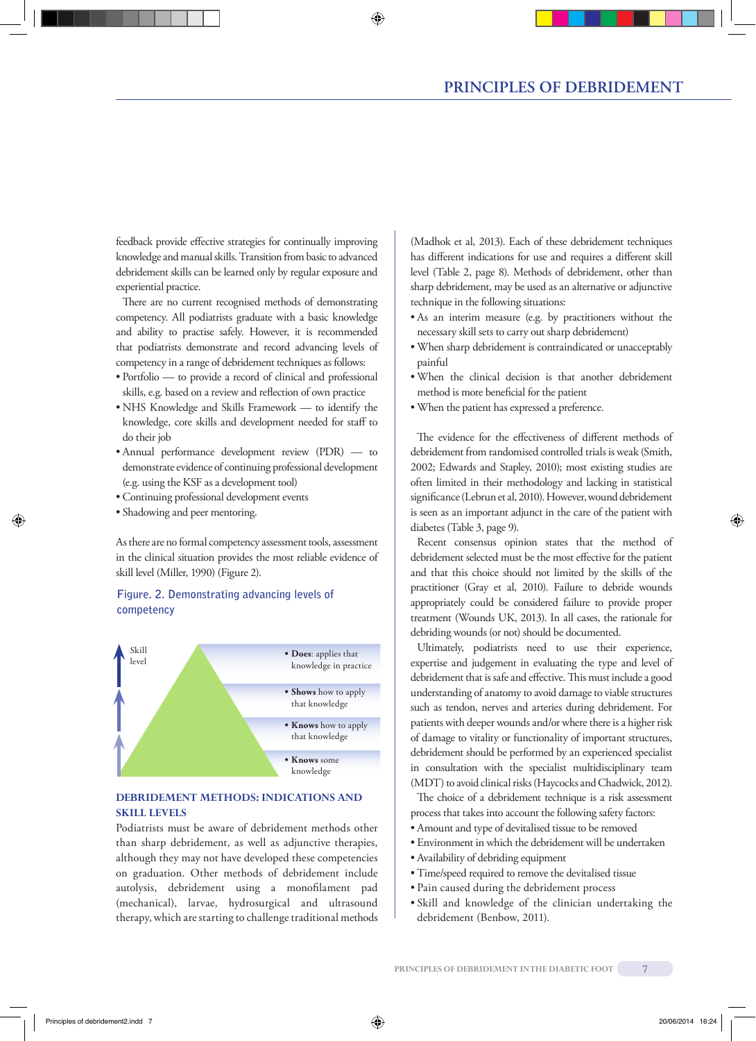feedback provide effective strategies for continually improving knowledge and manual skills. Transition from basic to advanced debridement skills can be learned only by regular exposure and experiential practice.

There are no current recognised methods of demonstrating competency. All podiatrists graduate with a basic knowledge and ability to practise safely. However, it is recommended that podiatrists demonstrate and record advancing levels of competency in a range of debridement techniques as follows:

- Portfolio — to provide a record of clinical and professional skills, e.g. based on a review and reflection of own practice
- NHS Knowledge and Skills Framework — to identify the knowledge, core skills and development needed for staff to do their job
- Annual performance development review (PDR) — to demonstrate evidence of continuing professional development (e.g. using the KSF as a development tool)
- Continuing professional development events
- Shadowing and peer mentoring.

As there are no formal competency assessment tools, assessment in the clinical situation provides the most reliable evidence of skill level (Miller, 1990) (Figure 2).

Figure. 2. Demonstrating advancing levels of competency

Skill level

- **Does**: applies that knowledge in practice
- **Shows** how to apply that knowledge
- **Knows** how to apply that knowledge
- **Knows** some knowledge

## DEBRIDEMENT METHODS: INDICATIONS AND SKILL LEVELS

Podiatrists must be aware of debridement methods other than sharp debridement, as well as adjunctive therapies, although they may not have developed these competencies on graduation. Other methods of debridement include autolysis, debridement using a monofilament pad (mechanical), larvae, hydrosurgical and ultrasound therapy, which are starting to challenge traditional methods (Madhok et al, 2013). Each of these debridement techniques has different indications for use and requires a different skill level (Table 2, page 8). Methods of debridement, other than sharp debridement, may be used as an alternative or adjunctive technique in the following situations:

- As an interim measure (e.g. by practitioners without the necessary skill sets to carry out sharp debridement)
- When sharp debridement is contraindicated or unacceptably painful
- When the clinical decision is that another debridement method is more beneficial for the patient
- When the patient has expressed a preference.

The evidence for the effectiveness of different methods of debridement from randomised controlled trials is weak (Smith, 2002; Edwards and Stapley, 2010); most existing studies are often limited in their methodology and lacking in statistical significance (Lebrun et al, 2010). However, wound debridement is seen as an important adjunct in the care of the patient with diabetes (Table 3, page 9).

Recent consensus opinion states that the method of debridement selected must be the most effective for the patient and that this choice should not limited by the skills of the practitioner (Gray et al, 2010). Failure to debride wounds appropriately could be considered failure to provide proper treatment (Wounds UK, 2013). In all cases, the rationale for debriding wounds (or not) should be documented.

Ultimately, podiatrists need to use their experience, expertise and judgement in evaluating the type and level of debridement that is safe and effective. This must include a good understanding of anatomy to avoid damage to viable structures such as tendon, nerves and arteries during debridement. For patients with deeper wounds and/or where there is a higher risk of damage to vitality or functionality of important structures, debridement should be performed by an experienced specialist in consultation with the specialist multidisciplinary team (MDT) to avoid clinical risks (Haycocks and Chadwick, 2012).

The choice of a debridement technique is a risk assessment process that takes into account the following safety factors:

- Amount and type of devitalised tissue to be removed
- Environment in which the debridement will be undertaken
- Availability of debriding equipment
- Time/speed required to remove the devitalised tissue
- Pain caused during the debridement process
- Skill and knowledge of the clinician undertaking the debridement (Benbow, 2011).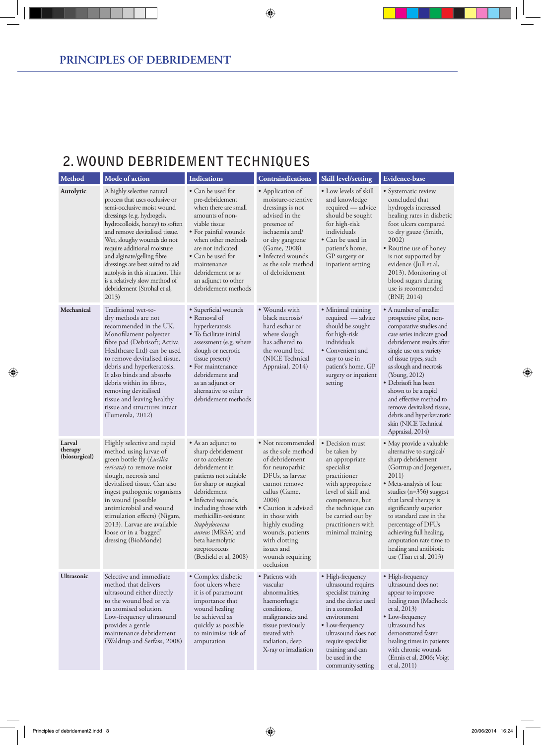## 2. WOUND DEBRIDEMENT TECHNIQUES

| Method | Mode of action | Indications | Contraindications | Skill level/setting | Evidence-base |
|---|---|---|---|---|---|
| **Autolytic** | A highly selective natural process that uses occlusive or semi-occlusive moist wound dressings (e.g. hydrogels, hydrocolloids, honey) to soften and remove devitalised tissue. Wet, sloughy wounds do not require additional moisture and alginate/gelling fibre dressings are best suited to aid autolysis in this situation. This is a relatively slow method of debridement (Strohal et al, 2013) | • Can be used for pre-debridement when there are small amounts of non-viable tissue<br>• For painful wounds when other methods are not indicated<br>• Can be used for maintenance debridement or as an adjunct to other debridement methods | • Application of moisture-retentive dressings is not advised in the presence of ischaemia and/or dry gangrene (Game, 2008)<br>• Infected wounds as the sole method of debridement | • Low levels of skill and knowledge required — advice should be sought for high-risk individuals<br>• Can be used in patient's home, GP surgery or inpatient setting | • Systematic review concluded that hydrogels increased healing rates in diabetic foot ulcers compared to dry gauze (Smith, 2002)<br>• Routine use of honey is not supported by evidence (Jull et al, 2013). Monitoring of blood sugars during use is recommended (BNF, 2014) |
| **Mechanical** | Traditional wet-to-dry methods are not recommended in the UK. Monofilament polyester fibre pad (Debrisoft; Activa Healthcare Ltd) can be used to remove devitalised tissue, debris and hyperkeratosis. It also binds and absorbs debris within its fibres, removing devitalised tissue and leaving healthy tissue and structures intact (Fumerola, 2012) | • Superficial wounds<br>• Removal of hyperkeratosis<br>• To facilitate initial assessment (e.g. where slough or necrotic tissue present)<br>• For maintenance debridement and as an adjunct or alternative to other debridement methods | • Wounds with black necrosis/hard eschar or where slough has adhered to the wound bed (NICE Technical Appraisal, 2014) | • Minimal training required — advice should be sought for high-risk individuals<br>• Convenient and easy to use in patient's home, GP surgery or inpatient setting | • A number of smaller prospective pilot, non-comparative studies and case series indicate good debridement results after single use on a variety of tissue types, such as slough and necrosis (Young, 2012)<br>• Debrisoft has been shown to be a rapid and effective method to remove devitalised tissue, debris and hyperkeratotic skin (NICE Technical Appraisal, 2014) |
| **Larval therapy (biosurgical)** | Highly selective and rapid method using larvae of green bottle fly (*Lucilia sericata*) to remove moist slough, necrosis and devitalised tissue. Can also ingest pathogenic organisms in wound (possible antimicrobial and wound stimulation effects) (Nigam, 2013). Larvae are available loose or in a 'bagged' dressing (BioMonde) | • As an adjunct to sharp debridement or to accelerate debridement in patients not suitable for sharp or surgical debridement<br>• Infected wounds, including those with methicillin-resistant *Staphylococcus aureus* (MRSA) and beta haemolytic streptococcus (Bexfield et al, 2008) | • Not recommended as the sole method of debridement for neuropathic DFUs, as larvae cannot remove callus (Game, 2008)<br>• Caution is advised in those with highly exuding wounds, patients with clotting issues and wounds requiring occlusion | • Decision must be taken by an appropriate specialist practitioner with appropriate level of skill and competence, but the technique can be carried out by practitioners with minimal training | • May provide a valuable alternative to surgical/sharp debridement (Gottrup and Jorgensen, 2011)<br>• Meta-analysis of four studies (n=356) suggest that larval therapy is significantly superior to standard care in the percentage of DFUs achieving full healing, amputation rate time to healing and antibiotic use (Tian et al, 2013) |
| **Ultrasonic** | Selective and immediate method that delivers ultrasound either directly to the wound bed or via an atomised solution. Low-frequency ultrasound provides a gentle maintenance debridement (Waldrup and Serfass, 2008) | • Complex diabetic foot ulcers where it is of paramount importance that wound healing be achieved as quickly as possible to minimise risk of amputation | • Patients with vascular abnormalities, haemorrhagic conditions, malignancies and tissue previously treated with radiation, deep X-ray or irradiation | • High-frequency ultrasound requires specialist training and the device used in a controlled environment<br>• Low-frequency ultrasound does not require specialist training and can be used in the community setting | • High-frequency ultrasound does not appear to improve healing rates (Madhock et al, 2013)<br>• Low-frequency ultrasound has demonstrated faster healing times in patients with chronic wounds (Ennis et al, 2006; Voigt et al, 2011) |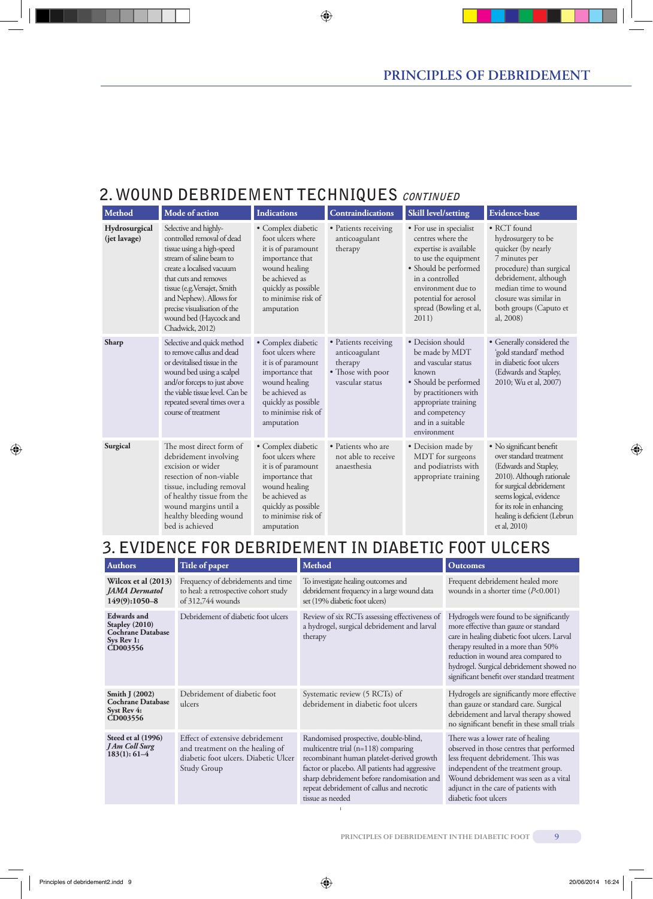## 2. WOUND DEBRIDEMENT TECHNIQUES *CONTINUED*

| Method | Mode of action | Indications | Contraindications | Skill level/setting | Evidence-base |
|---|---|---|---|---|---|
| **Hydrosurgical (jet lavage)** | Selective and highly-controlled removal of dead tissue using a high-speed stream of saline beam to create a localised vacuum that cuts and removes tissue (e.g. Versajet, Smith and Nephew). Allows for precise visualisation of the wound bed (Haycock and Chadwick, 2012) | • Complex diabetic foot ulcers where it is of paramount importance that wound healing be achieved as quickly as possible to minimise risk of amputation | • Patients receiving anticoagulant therapy | • For use in specialist centres where the expertise is available to use the equipment<br>• Should be performed in a controlled environment due to potential for aerosol spread (Bowling et al, 2011) | • RCT found hydrosurgery to be quicker (by nearly 7 minutes per procedure) than surgical debridement, although median time to wound closure was similar in both groups (Caputo et al, 2008) |
| **Sharp** | Selective and quick method to remove callus and dead or devitalised tissue in the wound bed using a scalpel and/or forceps to just above the viable tissue level. Can be repeated several times over a course of treatment | • Complex diabetic foot ulcers where it is of paramount importance that wound healing be achieved as quickly as possible to minimise risk of amputation | • Patients receiving anticoagulant therapy<br>• Those with poor vascular status | • Decision should be made by MDT and vascular status known<br>• Should be performed by practitioners with appropriate training and competency and in a suitable environment | • Generally considered the 'gold standard' method in diabetic foot ulcers (Edwards and Stapley, 2010; Wu et al, 2007) |
| **Surgical** | The most direct form of debridement involving excision or wider resection of non-viable tissue, including removal of healthy tissue from the wound margins until a healthy bleeding wound bed is achieved | • Complex diabetic foot ulcers where it is of paramount importance that wound healing be achieved as quickly as possible to minimise risk of amputation | • Patients who are not able to receive anaesthesia | • Decision made by MDT for surgeons and podiatrists with appropriate training | • No significant benefit over standard treatment (Edwards and Stapley, 2010). Although rationale for surgical debridement seems logical, evidence for its role in enhancing healing is deficient (Lebrun et al, 2010) |

## 3. EVIDENCE FOR DEBRIDEMENT IN DIABETIC FOOT ULCERS

| Authors | Title of paper | Method | Outcomes |
|---|---|---|---|
| **Wilcox et al (2013) *JAMA Dermatol* 149(9):1050–8** | Frequency of debridements and time to heal: a retrospective cohort study of 312,744 wounds | To investigate healing outcomes and debridement frequency in a large wound data set (19% diabetic foot ulcers) | Frequent debridement healed more wounds in a shorter time (*P*<0.001) |
| **Edwards and Stapley (2010) Cochrane Database Sys Rev 1: CD003556** | Debridement of diabetic foot ulcers | Review of six RCTs assessing effectiveness of a hydrogel, surgical debridement and larval therapy | Hydrogels were found to be significantly more effective than gauze or standard care in healing diabetic foot ulcers. Larval therapy resulted in a more than 50% reduction in wound area compared to hydrogel. Surgical debridement showed no significant benefit over standard treatment |
| **Smith J (2002) Cochrane Database Syst Rev 4: CD003556** | Debridement of diabetic foot ulcers | Systematic review (5 RCTs) of debridement in diabetic foot ulcers | Hydrogels are significantly more effective than gauze or standard care. Surgical debridement and larval therapy showed no significant benefit in these small trials |
| **Steed et al (1996) *J Am Coll Surg* 183(1): 61–4** | Effect of extensive debridement and treatment on the healing of diabetic foot ulcers. Diabetic Ulcer Study Group | Randomised prospective, double-blind, multicentre trial (n=118) comparing recombinant human platelet-derived growth factor or placebo. All patients had aggressive sharp debridement before randomisation and repeat debridement of callus and necrotic tissue as needed | There was a lower rate of healing observed in those centres that performed less frequent debridement. This was independent of the treatment group. Wound debridement was seen as a vital adjunct in the care of patients with diabetic foot ulcers |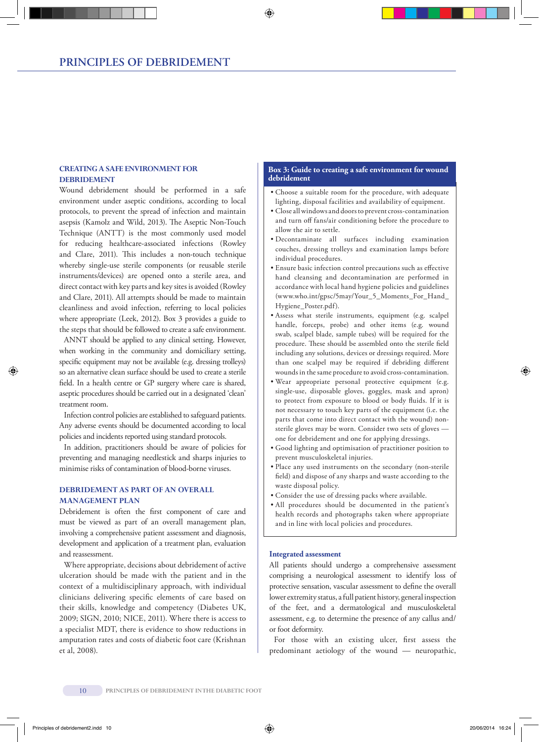# PRINCIPLES OF DEBRIDEMENT

## CREATING A SAFE ENVIRONMENT FOR DEBRIDEMENT

Wound debridement should be performed in a safe environment under aseptic conditions, according to local protocols, to prevent the spread of infection and maintain asepsis (Kamolz and Wild, 2013). The Aseptic Non-Touch Technique (ANTT) is the most commonly used model for reducing healthcare-associated infections (Rowley and Clare, 2011). This includes a non-touch technique whereby single-use sterile components (or reusable sterile instruments/devices) are opened onto a sterile area, and direct contact with key parts and key sites is avoided (Rowley and Clare, 2011). All attempts should be made to maintain cleanliness and avoid infection, referring to local policies where appropriate (Leek, 2012). Box 3 provides a guide to the steps that should be followed to create a safe environment.

ANNT should be applied to any clinical setting. However, when working in the community and domiciliary setting, specific equipment may not be available (e.g. dressing trolleys) so an alternative clean surface should be used to create a sterile field. In a health centre or GP surgery where care is shared, aseptic procedures should be carried out in a designated 'clean' treatment room.

Infection control policies are established to safeguard patients. Any adverse events should be documented according to local policies and incidents reported using standard protocols.

In addition, practitioners should be aware of policies for preventing and managing needlestick and sharps injuries to minimise risks of contamination of blood-borne viruses.

## DEBRIDEMENT AS PART OF AN OVERALL MANAGEMENT PLAN

Debridement is often the first component of care and must be viewed as part of an overall management plan, involving a comprehensive patient assessment and diagnosis, development and application of a treatment plan, evaluation and reassessment.

Where appropriate, decisions about debridement of active ulceration should be made with the patient and in the context of a multidisciplinary approach, with individual clinicians delivering specific elements of care based on their skills, knowledge and competency (Diabetes UK, 2009; SIGN, 2010; NICE, 2011). Where there is access to a specialist MDT, there is evidence to show reductions in amputation rates and costs of diabetic foot care (Krishnan et al, 2008).

**Box 3: Guide to creating a safe environment for wound debridement**

- Choose a suitable room for the procedure, with adequate lighting, disposal facilities and availability of equipment.
- Close all windows and doors to prevent cross-contamination and turn off fans/air conditioning before the procedure to allow the air to settle.
- Decontaminate all surfaces including examination couches, dressing trolleys and examination lamps before individual procedures.
- Ensure basic infection control precautions such as effective hand cleansing and decontamination are performed in accordance with local hand hygiene policies and guidelines (www.who.int/gpsc/5may/Your_5_Moments_For_Hand_Hygiene_Poster.pdf).
- Assess what sterile instruments, equipment (e.g. scalpel handle, forceps, probe) and other items (e.g. wound swab, scalpel blade, sample tubes) will be required for the procedure. These should be assembled onto the sterile field including any solutions, devices or dressings required. More than one scalpel may be required if debriding different wounds in the same procedure to avoid cross-contamination.
- Wear appropriate personal protective equipment (e.g. single-use, disposable gloves, goggles, mask and apron) to protect from exposure to blood or body fluids. If it is not necessary to touch key parts of the equipment (i.e. the parts that come into direct contact with the wound) non-sterile gloves may be worn. Consider two sets of gloves — one for debridement and one for applying dressings.
- Good lighting and optimisation of practitioner position to prevent musculoskeletal injuries.
- Place any used instruments on the secondary (non-sterile field) and dispose of any sharps and waste according to the waste disposal policy.
- Consider the use of dressing packs where available.
- All procedures should be documented in the patient's health records and photographs taken where appropriate and in line with local policies and procedures.

### Integrated assessment

All patients should undergo a comprehensive assessment comprising a neurological assessment to identify loss of protective sensation, vascular assessment to define the overall lower extremity status, a full patient history, general inspection of the feet, and a dermatological and musculoskeletal assessment, e.g. to determine the presence of any callus and/or foot deformity.

For those with an existing ulcer, first assess the predominant aetiology of the wound — neuropathic,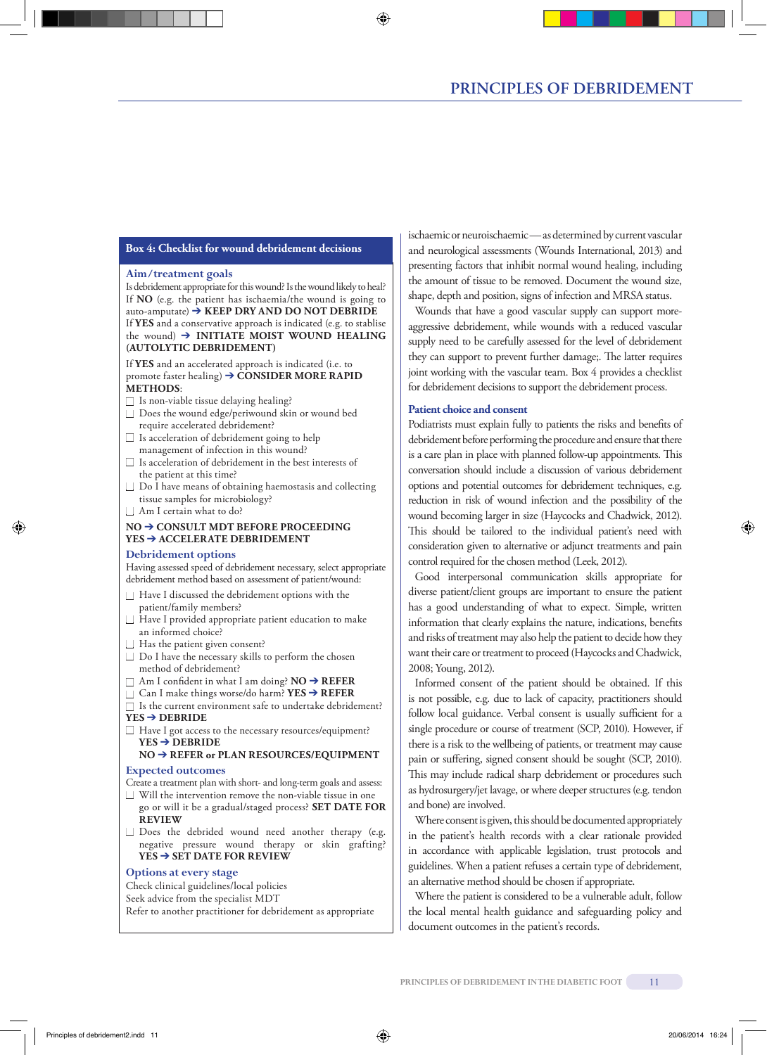## Box 4: Checklist for wound debridement decisions

### Aim/treatment goals

Is debridement appropriate for this wound? Is the wound likely to heal?
If **NO** (e.g. the patient has ischaemia/the wound is going to auto-amputate) ➔ **KEEP DRY AND DO NOT DEBRIDE**
If **YES** and a conservative approach is indicated (e.g. to stablise the wound) ➔ **INITIATE MOIST WOUND HEALING (AUTOLYTIC DEBRIDEMENT)**

If **YES** and an accelerated approach is indicated (i.e. to promote faster healing) ➔ **CONSIDER MORE RAPID METHODS**:

- ☐ Is non-viable tissue delaying healing?
- ☐ Does the wound edge/periwound skin or wound bed require accelerated debridement?
- ☐ Is acceleration of debridement going to help management of infection in this wound?
- ☐ Is acceleration of debridement in the best interests of the patient at this time?
- ☐ Do I have means of obtaining haemostasis and collecting tissue samples for microbiology?
- ☐ Am I certain what to do?

**NO ➔ CONSULT MDT BEFORE PROCEEDING**
**YES ➔ ACCELERATE DEBRIDEMENT**

### Debridement options

Having assessed speed of debridement necessary, select appropriate debridement method based on assessment of patient/wound:

- ☐ Have I discussed the debridement options with the patient/family members?
- ☐ Have I provided appropriate patient education to make an informed choice?
- ☐ Has the patient given consent?
- ☐ Do I have the necessary skills to perform the chosen method of debridement?
- ☐ Am I confident in what I am doing? **NO ➔ REFER**
- ☐ Can I make things worse/do harm? **YES ➔ REFER**
- ☐ Is the current environment safe to undertake debridement?

**YES ➔ DEBRIDE**

- ☐ Have I got access to the necessary resources/equipment?
  **YES ➔ DEBRIDE**
  **NO ➔ REFER or PLAN RESOURCES/EQUIPMENT**

### Expected outcomes

Create a treatment plan with short- and long-term goals and assess:

- ☐ Will the intervention remove the non-viable tissue in one go or will it be a gradual/staged process? **SET DATE FOR REVIEW**
- ☐ Does the debrided wound need another therapy (e.g. negative pressure wound therapy or skin grafting? **YES ➔ SET DATE FOR REVIEW**

### Options at every stage

Check clinical guidelines/local policies
Seek advice from the specialist MDT
Refer to another practitioner for debridement as appropriate

---

ischaemic or neuroischaemic—as determined by current vascular and neurological assessments (Wounds International, 2013) and presenting factors that inhibit normal wound healing, including the amount of tissue to be removed. Document the wound size, shape, depth and position, signs of infection and MRSA status.

Wounds that have a good vascular supply can support more-aggressive debridement, while wounds with a reduced vascular supply need to be carefully assessed for the level of debridement they can support to prevent further damage;. The latter requires joint working with the vascular team. Box 4 provides a checklist for debridement decisions to support the debridement process.

## Patient choice and consent

Podiatrists must explain fully to patients the risks and benefits of debridement before performing the procedure and ensure that there is a care plan in place with planned follow-up appointments. This conversation should include a discussion of various debridement options and potential outcomes for debridement techniques, e.g. reduction in risk of wound infection and the possibility of the wound becoming larger in size (Haycocks and Chadwick, 2012). This should be tailored to the individual patient's need with consideration given to alternative or adjunct treatments and pain control required for the chosen method (Leek, 2012).

Good interpersonal communication skills appropriate for diverse patient/client groups are important to ensure the patient has a good understanding of what to expect. Simple, written information that clearly explains the nature, indications, benefits and risks of treatment may also help the patient to decide how they want their care or treatment to proceed (Haycocks and Chadwick, 2008; Young, 2012).

Informed consent of the patient should be obtained. If this is not possible, e.g. due to lack of capacity, practitioners should follow local guidance. Verbal consent is usually sufficient for a single procedure or course of treatment (SCP, 2010). However, if there is a risk to the wellbeing of patients, or treatment may cause pain or suffering, signed consent should be sought (SCP, 2010). This may include radical sharp debridement or procedures such as hydrosurgery/jet lavage, or where deeper structures (e.g. tendon and bone) are involved.

Where consent is given, this should be documented appropriately in the patient's health records with a clear rationale provided in accordance with applicable legislation, trust protocols and guidelines. When a patient refuses a certain type of debridement, an alternative method should be chosen if appropriate.

Where the patient is considered to be a vulnerable adult, follow the local mental health guidance and safeguarding policy and document outcomes in the patient's records.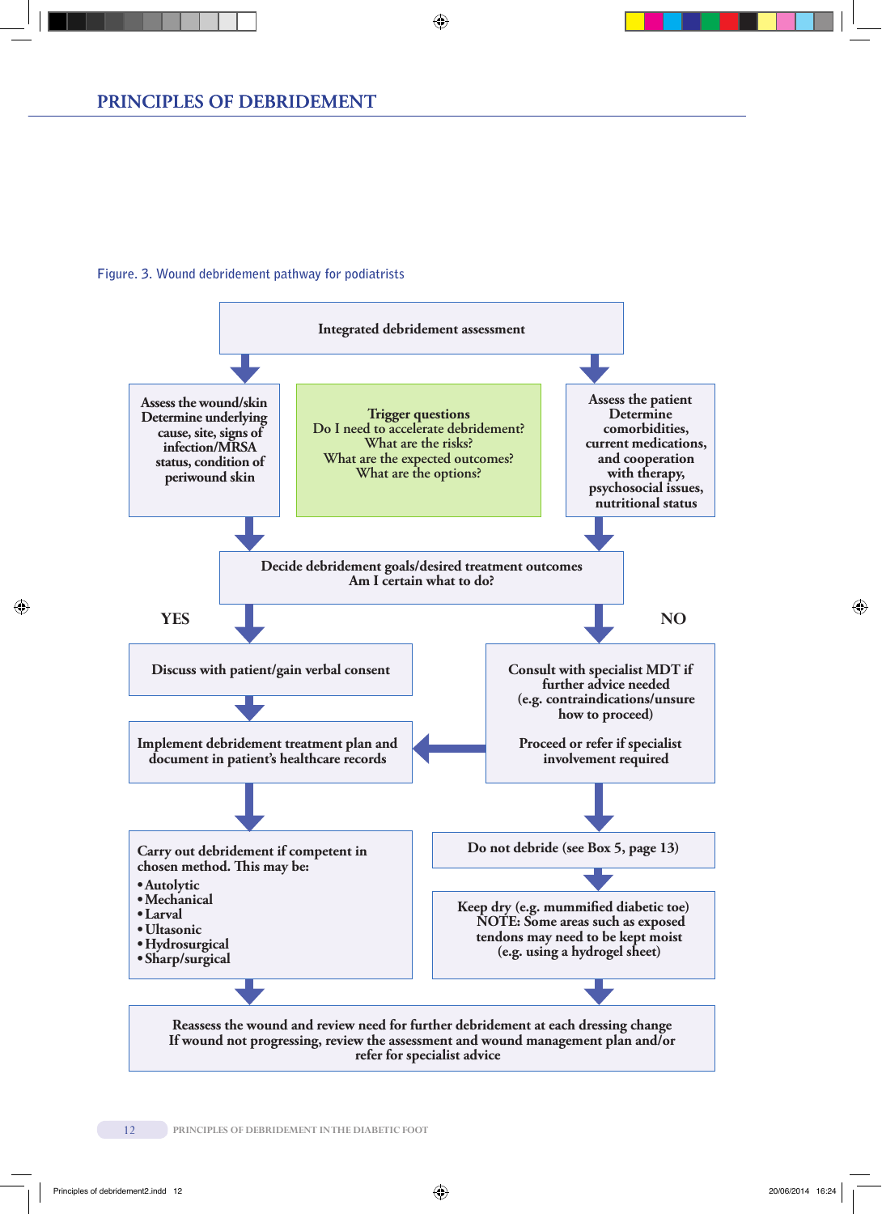## PRINCIPLES OF DEBRIDEMENT

Figure. 3. Wound debridement pathway for podiatrists

**Integrated debridement assessment**

**Assess the wound/skin**
**Determine underlying cause, site, signs of infection/MRSA status, condition of periwound skin**

**Trigger questions**
Do I need to accelerate debridement?
What are the risks?
What are the expected outcomes?
What are the options?

**Assess the patient**
**Determine comorbidities, current medications, and cooperation with therapy, psychosocial issues, nutritional status**

**Decide debridement goals/desired treatment outcomes**
**Am I certain what to do?**

**YES**

**Discuss with patient/gain verbal consent**

**Implement debridement treatment plan and document in patient's healthcare records**

**Carry out debridement if competent in chosen method. This may be:**

- **Autolytic**
- **Mechanical**
- **Larval**
- **Ultasonic**
- **Hydrosurgical**
- **Sharp/surgical**

**NO**

**Consult with specialist MDT if further advice needed (e.g. contraindications/unsure how to proceed)**

**Proceed or refer if specialist involvement required**

**Do not debride (see Box 5, page 13)**

**Keep dry (e.g. mummified diabetic toe)**
**NOTE: Some areas such as exposed tendons may need to be kept moist (e.g. using a hydrogel sheet)**

**Reassess the wound and review need for further debridement at each dressing change**
**If wound not progressing, review the assessment and wound management plan and/or refer for specialist advice**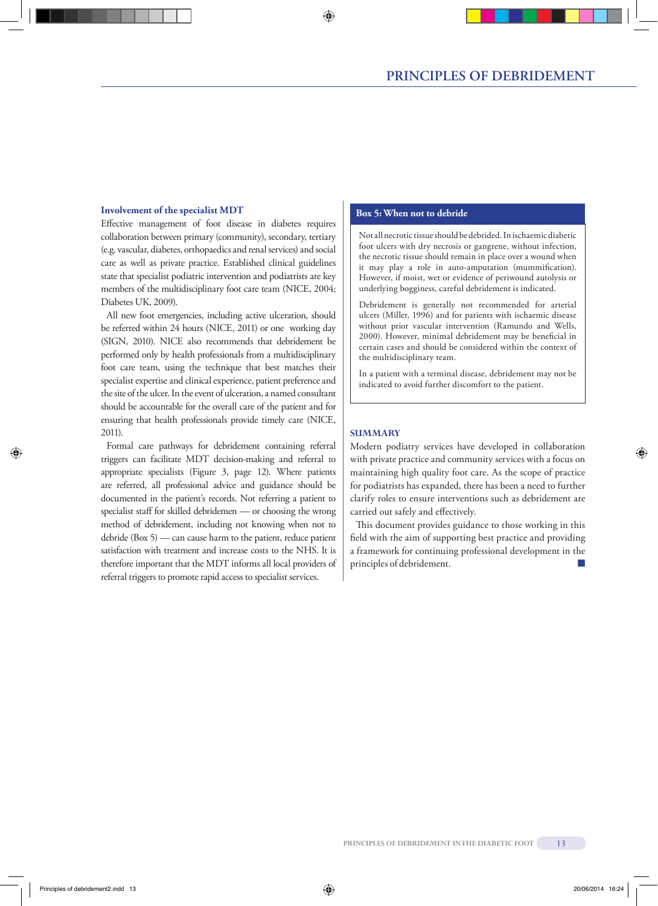### Involvement of the specialist MDT

Effective management of foot disease in diabetes requires collaboration between primary (community), secondary, tertiary (e.g. vascular, diabetes, orthopaedics and renal services) and social care as well as private practice. Established clinical guidelines state that specialist podiatric intervention and podiatrists are key members of the multidisciplinary foot care team (NICE, 2004; Diabetes UK, 2009).

All new foot emergencies, including active ulceration, should be referred within 24 hours (NICE, 2011) or one working day (SIGN, 2010). NICE also recommends that debridement be performed only by health professionals from a multidisciplinary foot care team, using the technique that best matches their specialist expertise and clinical experience, patient preference and the site of the ulcer. In the event of ulceration, a named consultant should be accountable for the overall care of the patient and for ensuring that health professionals provide timely care (NICE, 2011).

Formal care pathways for debridement containing referral triggers can facilitate MDT decision-making and referral to appropriate specialists (Figure 3, page 12). Where patients are referred, all professional advice and guidance should be documented in the patient's records. Not referring a patient to specialist staff for skilled debridemen — or choosing the wrong method of debridement, including not knowing when not to debride (Box 5) — can cause harm to the patient, reduce patient satisfaction with treatment and increase costs to the NHS. It is therefore important that the MDT informs all local providers of referral triggers to promote rapid access to specialist services.

> **Box 5: When not to debride**
>
> Not all necrotic tissue should be debrided. In ischaemic diabetic foot ulcers with dry necrosis or gangrene, without infection, the necrotic tissue should remain in place over a wound when it may play a role in auto-amputation (mummification). However, if moist, wet or evidence of periwound autolysis or underlying bogginess, careful debridement is indicated.
>
> Debridement is generally not recommended for arterial ulcers (Miller, 1996) and for patients with ischaemic disease without prior vascular intervention (Ramundo and Wells, 2000). However, minimal debridement may be beneficial in certain cases and should be considered within the context of the multidisciplinary team.
>
> In a patient with a terminal disease, debridement may not be indicated to avoid further discomfort to the patient.

## SUMMARY

Modern podiatry services have developed in collaboration with private practice and community services with a focus on maintaining high quality foot care. As the scope of practice for podiatrists has expanded, there has been a need to further clarify roles to ensure interventions such as debridement are carried out safely and effectively.

This document provides guidance to those working in this field with the aim of supporting best practice and providing a framework for continuing professional development in the principles of debridement.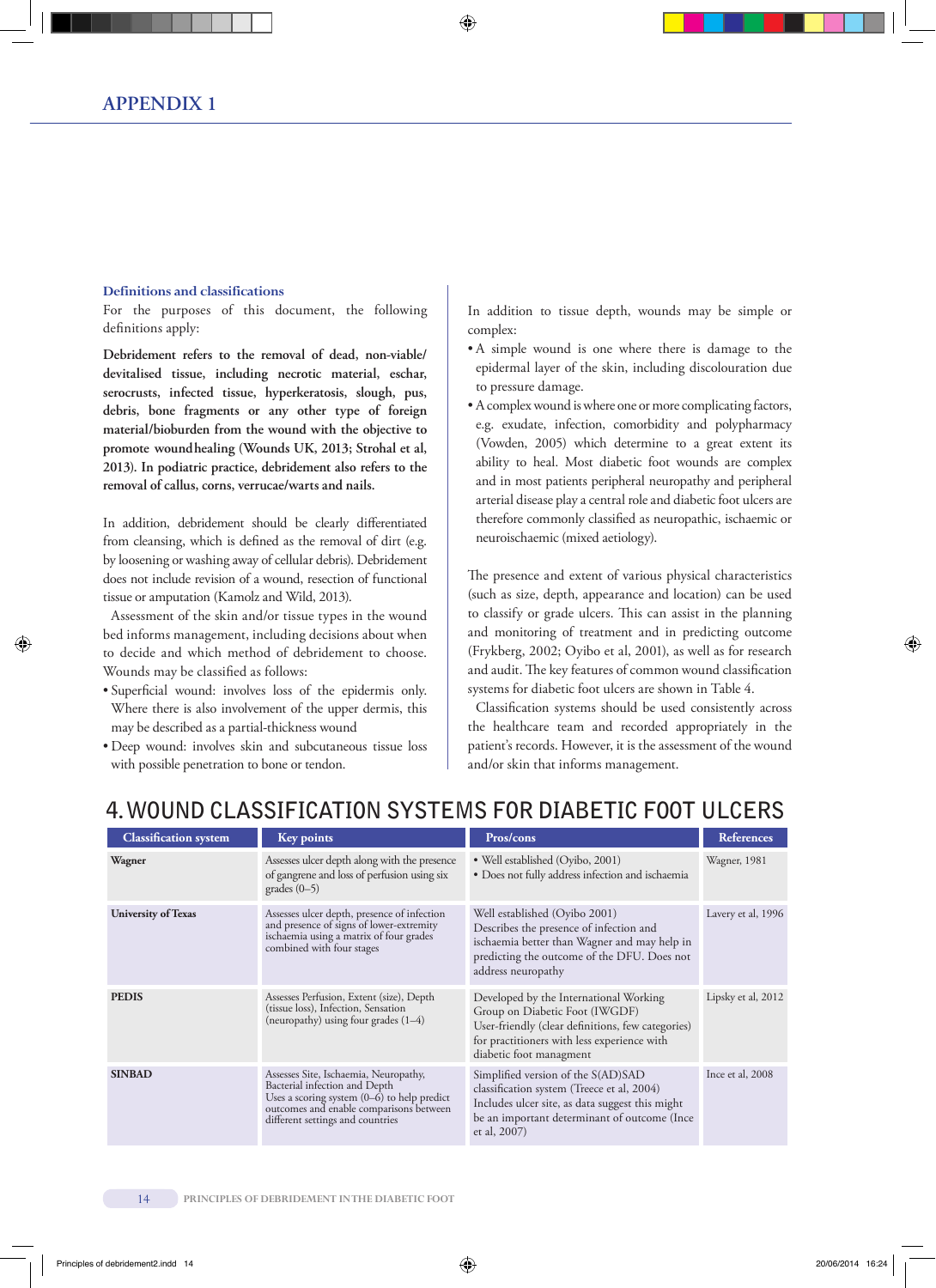# APPENDIX 1

### Definitions and classifications

For the purposes of this document, the following definitions apply:

**Debridement refers to the removal of dead, non-viable/devitalised tissue, including necrotic material, eschar, serocrusts, infected tissue, hyperkeratosis, slough, pus, debris, bone fragments or any other type of foreign material/bioburden from the wound with the objective to promote woundhealing (Wounds UK, 2013; Strohal et al, 2013). In podiatric practice, debridement also refers to the removal of callus, corns, verrucae/warts and nails.**

In addition, debridement should be clearly differentiated from cleansing, which is defined as the removal of dirt (e.g. by loosening or washing away of cellular debris). Debridement does not include revision of a wound, resection of functional tissue or amputation (Kamolz and Wild, 2013).

Assessment of the skin and/or tissue types in the wound bed informs management, including decisions about when to decide and which method of debridement to choose. Wounds may be classified as follows:

- Superficial wound: involves loss of the epidermis only. Where there is also involvement of the upper dermis, this may be described as a partial-thickness wound
- Deep wound: involves skin and subcutaneous tissue loss with possible penetration to bone or tendon.

In addition to tissue depth, wounds may be simple or complex:

- A simple wound is one where there is damage to the epidermal layer of the skin, including discolouration due to pressure damage.
- A complex wound is where one or more complicating factors, e.g. exudate, infection, comorbidity and polypharmacy (Vowden, 2005) which determine to a great extent its ability to heal. Most diabetic foot wounds are complex and in most patients peripheral neuropathy and peripheral arterial disease play a central role and diabetic foot ulcers are therefore commonly classified as neuropathic, ischaemic or neuroischaemic (mixed aetiology).

The presence and extent of various physical characteristics (such as size, depth, appearance and location) can be used to classify or grade ulcers. This can assist in the planning and monitoring of treatment and in predicting outcome (Frykberg, 2002; Oyibo et al, 2001), as well as for research and audit. The key features of common wound classification systems for diabetic foot ulcers are shown in Table 4.

Classification systems should be used consistently across the healthcare team and recorded appropriately in the patient's records. However, it is the assessment of the wound and/or skin that informs management.

## 4. WOUND CLASSIFICATION SYSTEMS FOR DIABETIC FOOT ULCERS

| Classification system | Key points | Pros/cons | References |
|---|---|---|---|
| **Wagner** | Assesses ulcer depth along with the presence of gangrene and loss of perfusion using six grades (0–5) | • Well established (Oyibo, 2001)<br>• Does not fully address infection and ischaemia | Wagner, 1981 |
| **University of Texas** | Assesses ulcer depth, presence of infection and presence of signs of lower-extremity ischaemia using a matrix of four grades combined with four stages | Well established (Oyibo 2001)<br>Describes the presence of infection and ischaemia better than Wagner and may help in predicting the outcome of the DFU. Does not address neuropathy | Lavery et al, 1996 |
| **PEDIS** | Assesses Perfusion, Extent (size), Depth (tissue loss), Infection, Sensation (neuropathy) using four grades (1–4) | Developed by the International Working Group on Diabetic Foot (IWGDF)<br>User-friendly (clear definitions, few categories) for practitioners with less experience with diabetic foot managment | Lipsky et al, 2012 |
| **SINBAD** | Assesses Site, Ischaemia, Neuropathy, Bacterial infection and Depth<br>Uses a scoring system (0–6) to help predict outcomes and enable comparisons between different settings and countries | Simplified version of the S(AD)SAD classification system (Treece et al, 2004)<br>Includes ulcer site, as data suggest this might be an important determinant of outcome (Ince et al, 2007) | Ince et al, 2008 |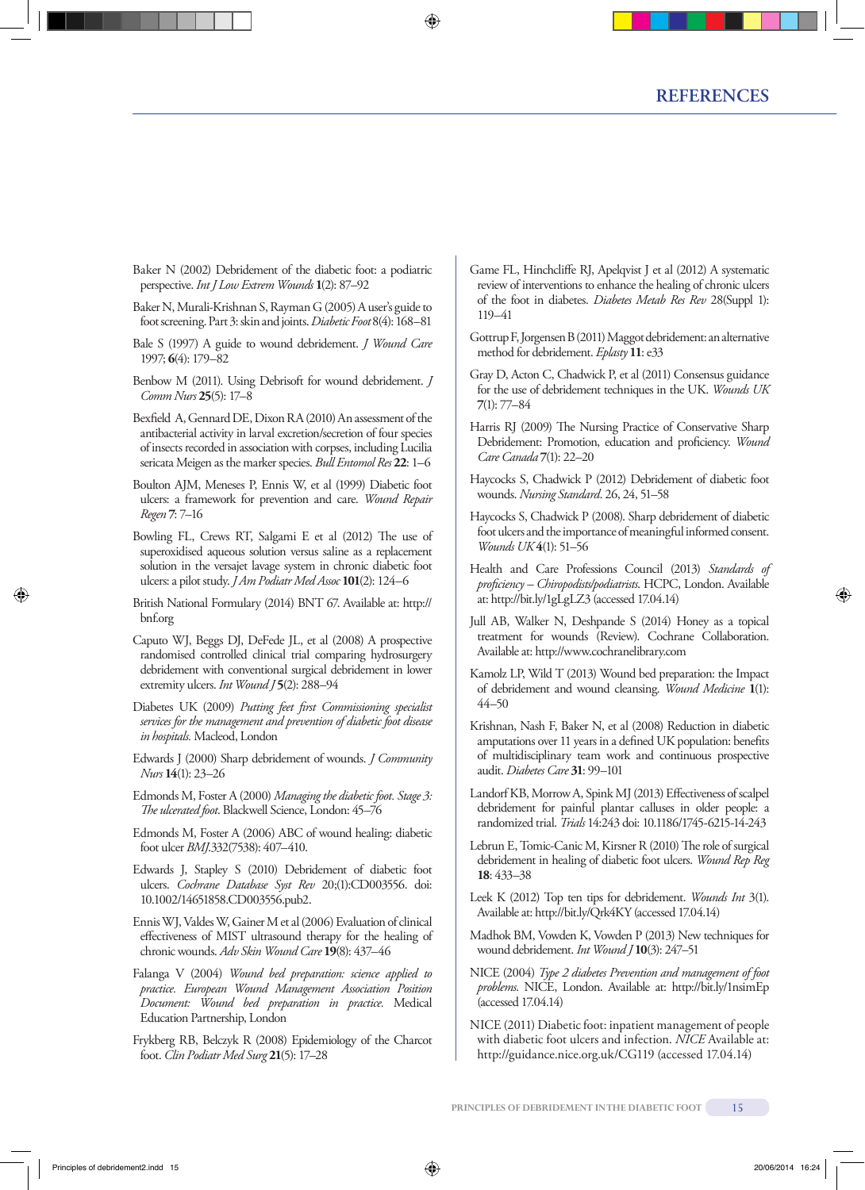# REFERENCES

Baker N (2002) Debridement of the diabetic foot: a podiatric perspective. *Int J Low Extrem Wounds* **1**(2): 87–92

Baker N, Murali-Krishnan S, Rayman G (2005) A user's guide to foot screening. Part 3: skin and joints. *Diabetic Foot* 8(4): 168–81

Bale S (1997) A guide to wound debridement. *J Wound Care* 1997; **6**(4): 179–82

Benbow M (2011). Using Debrisoft for wound debridement. *J Comm Nurs* **25**(5): 17–8

Bexfield A, Gennard DE, Dixon RA (2010) An assessment of the antibacterial activity in larval excretion/secretion of four species of insects recorded in association with corpses, including Lucilia sericata Meigen as the marker species. *Bull Entomol Res* **22**: 1–6

Boulton AJM, Meneses P, Ennis W, et al (1999) Diabetic foot ulcers: a framework for prevention and care. *Wound Repair Regen* **7**: 7–16

Bowling FL, Crews RT, Salgami E et al (2012) The use of superoxidised aqueous solution versus saline as a replacement solution in the versajet lavage system in chronic diabetic foot ulcers: a pilot study. *J Am Podiatr Med Assoc* **101**(2): 124–6

British National Formulary (2014) BNT 67. Available at: http://bnf.org

Caputo WJ, Beggs DJ, DeFede JL, et al (2008) A prospective randomised controlled clinical trial comparing hydrosurgery debridement with conventional surgical debridement in lower extremity ulcers. *Int Wound J* **5**(2): 288–94

Diabetes UK (2009) *Putting feet first Commissioning specialist services for the management and prevention of diabetic foot disease in hospitals.* Macleod, London

Edwards J (2000) Sharp debridement of wounds. *J Community Nurs* **14**(1): 23–26

Edmonds M, Foster A (2000) *Managing the diabetic foot. Stage 3: The ulcerated foot.* Blackwell Science, London: 45–76

Edmonds M, Foster A (2006) ABC of wound healing: diabetic foot ulcer *BMJ*.332(7538): 407–410.

Edwards J, Stapley S (2010) Debridement of diabetic foot ulcers. *Cochrane Database Syst Rev* 20;(1):CD003556. doi: 10.1002/14651858.CD003556.pub2.

Ennis WJ, Valdes W, Gainer M et al (2006) Evaluation of clinical effectiveness of MIST ultrasound therapy for the healing of chronic wounds. *Adv Skin Wound Care* **19**(8): 437–46

Falanga V (2004) *Wound bed preparation: science applied to practice. European Wound Management Association Position Document: Wound bed preparation in practice.* Medical Education Partnership, London

Frykberg RB, Belczyk R (2008) Epidemiology of the Charcot foot. *Clin Podiatr Med Surg* **21**(5): 17–28

Game FL, Hinchcliffe RJ, Apelqvist J et al (2012) A systematic review of interventions to enhance the healing of chronic ulcers of the foot in diabetes. *Diabetes Metab Res Rev* 28(Suppl 1): 119–41

Gottrup F, Jorgensen B (2011) Maggot debridement: an alternative method for debridement. *Eplasty* **11**: e33

Gray D, Acton C, Chadwick P, et al (2011) Consensus guidance for the use of debridement techniques in the UK. *Wounds UK* **7**(1): 77–84

Harris RJ (2009) The Nursing Practice of Conservative Sharp Debridement: Promotion, education and proficiency. *Wound Care Canada* 7(1): 22–20

Haycocks S, Chadwick P (2012) Debridement of diabetic foot wounds. *Nursing Standard*. 26, 24, 51–58

Haycocks S, Chadwick P (2008). Sharp debridement of diabetic foot ulcers and the importance of meaningful informed consent. *Wounds UK* **4**(1): 51–56

Health and Care Professions Council (2013) *Standards of proficiency – Chiropodists/podiatrists.* HCPC, London. Available at: http://bit.ly/1gLgLZ3 (accessed 17.04.14)

Jull AB, Walker N, Deshpande S (2014) Honey as a topical treatment for wounds (Review). Cochrane Collaboration. Available at: http://www.cochranelibrary.com

Kamolz LP, Wild T (2013) Wound bed preparation: the Impact of debridement and wound cleansing. *Wound Medicine* **1**(1): 44–50

Krishnan, Nash F, Baker N, et al (2008) Reduction in diabetic amputations over 11 years in a defined UK population: benefits of multidisciplinary team work and continuous prospective audit. *Diabetes Care* **31**: 99–101

Landorf KB, Morrow A, Spink MJ (2013) Effectiveness of scalpel debridement for painful plantar calluses in older people: a randomized trial. *Trials* 14:243 doi: 10.1186/1745-6215-14-243

Lebrun E, Tomic-Canic M, Kirsner R (2010) The role of surgical debridement in healing of diabetic foot ulcers. *Wound Rep Reg* **18**: 433–38

Leek K (2012) Top ten tips for debridement. *Wounds Int* 3(1). Available at: http://bit.ly/Qrk4KY (accessed 17.04.14)

Madhok BM, Vowden K, Vowden P (2013) New techniques for wound debridement. *Int Wound J* **10**(3): 247–51

NICE (2004) *Type 2 diabetes Prevention and management of foot problems.* NICE, London. Available at: http://bit.ly/1nsimEp (accessed 17.04.14)

NICE (2011) Diabetic foot: inpatient management of people with diabetic foot ulcers and infection. *NICE* Available at: http://guidance.nice.org.uk/CG119 (accessed 17.04.14)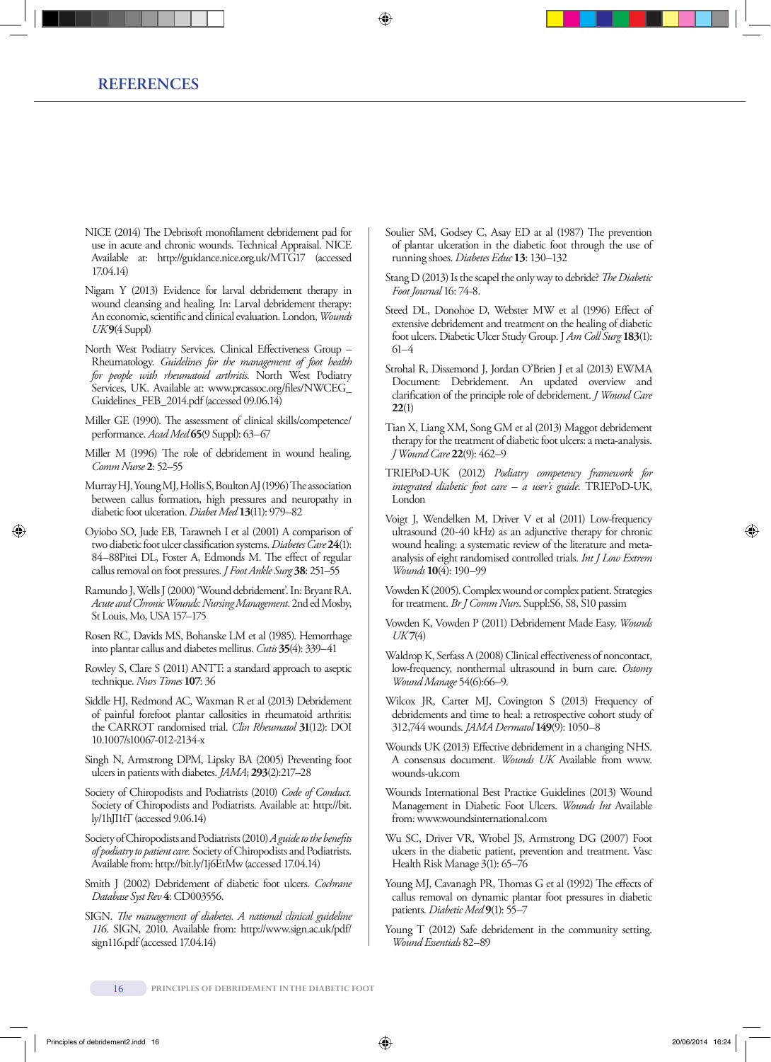# REFERENCES

NICE (2014) The Debrisoft monofilament debridement pad for use in acute and chronic wounds. Technical Appraisal. NICE Available at: http://guidance.nice.org.uk/MTG17 (accessed 17.04.14)

Nigam Y (2013) Evidence for larval debridement therapy in wound cleansing and healing. In: Larval debridement therapy: An economic, scientific and clinical evaluation. London, *Wounds UK* **9**(4 Suppl)

North West Podiatry Services. Clinical Effectiveness Group – Rheumatology. *Guidelines for the management of foot health for people with rheumatoid arthritis.* North West Podiatry Services, UK. Available at: www.prcassoc.org/files/NWCEG_Guidelines_FEB_2014.pdf (accessed 09.06.14)

Miller GE (1990). The assessment of clinical skills/competence/performance. *Acad Med* **65**(9 Suppl): 63–67

Miller M (1996) The role of debridement in wound healing. *Comm Nurse* **2**: 52–55

Murray HJ, Young MJ, Hollis S, Boulton AJ (1996) The association between callus formation, high pressures and neuropathy in diabetic foot ulceration. *Diabet Med* **13**(11): 979–82

Oyiobo SO, Jude EB, Tarawneh I et al (2001) A comparison of two diabetic foot ulcer classification systems. *Diabetes Care* **24**(1): 84–88Pitei DL, Foster A, Edmonds M. The effect of regular callus removal on foot pressures. *J Foot Ankle Surg* **38**: 251–55

Ramundo J, Wells J (2000) 'Wound debridement'. In: Bryant RA. *Acute and Chronic Wounds: Nursing Management*. 2nd ed Mosby, St Louis, Mo, USA 157–175

Rosen RC, Davids MS, Bohanske LM et al (1985). Hemorrhage into plantar callus and diabetes mellitus. *Cutis* **35**(4): 339–41

Rowley S, Clare S (2011) ANTT: a standard approach to aseptic technique. *Nurs Times* **107**: 36

Siddle HJ, Redmond AC, Waxman R et al (2013) Debridement of painful forefoot plantar callosities in rheumatoid arthritis: the CARROT randomised trial. *Clin Rheumatol* **31**(12): DOI 10.1007/s10067-012-2134-x

Singh N, Armstrong DPM, Lipsky BA (2005) Preventing foot ulcers in patients with diabetes. *JAMA*; **293**(2):217–28

Society of Chiropodists and Podiatrists (2010) *Code of Conduct*. Society of Chiropodists and Podiatrists. Available at: http://bit.ly/1hJI1tT (accessed 9.06.14)

Society of Chiropodists and Podiatrists (2010) *A guide to the benefits of podiatry to patient care.* Society of Chiropodists and Podiatrists. Available from: http://bit.ly/1j6EtMw (accessed 17.04.14)

Smith J (2002) Debridement of diabetic foot ulcers. *Cochrane Database Syst Rev* **4**: CD003556.

SIGN. *The management of diabetes. A national clinical guideline 116*. SIGN, 2010. Available from: http://www.sign.ac.uk/pdf/sign116.pdf (accessed 17.04.14)

Soulier SM, Godsey C, Asay ED at al (1987) The prevention of plantar ulceration in the diabetic foot through the use of running shoes. *Diabetes Educ* **13**: 130–132

Stang D (2013) Is the scapel the only way to debride? *The Diabetic Foot Journal* 16: 74-8.

Steed DL, Donohoe D, Webster MW et al (1996) Effect of extensive debridement and treatment on the healing of diabetic foot ulcers. Diabetic Ulcer Study Group. J *Am Coll Surg* **183**(1): 61–4

Strohal R, Dissemond J, Jordan O'Brien J et al (2013) EWMA Document: Debridement. An updated overview and clarification of the principle role of debridement. *J Wound Care* **22**(1)

Tian X, Liang XM, Song GM et al (2013) Maggot debridement therapy for the treatment of diabetic foot ulcers: a meta-analysis. *J Wound Care* **22**(9): 462–9

TRIEPoD-UK (2012) *Podiatry competency framework for integrated diabetic foot care – a user's guide.* TRIEPoD-UK, London

Voigt J, Wendelken M, Driver V et al (2011) Low-frequency ultrasound (20-40 kHz) as an adjunctive therapy for chronic wound healing: a systematic review of the literature and meta-analysis of eight randomised controlled trials. *Int J Low Extrem Wounds* **10**(4): 190–99

Vowden K (2005). Complex wound or complex patient. Strategies for treatment. *Br J Comm Nurs.* Suppl:S6, S8, S10 passim

Vowden K, Vowden P (2011) Debridement Made Easy. *Wounds UK* 7(4)

Waldrop K, Serfass A (2008) Clinical effectiveness of noncontact, low-frequency, nonthermal ultrasound in burn care. *Ostomy Wound Manage* 54(6):66–9.

Wilcox JR, Carter MJ, Covington S (2013) Frequency of debridements and time to heal: a retrospective cohort study of 312,744 wounds. *JAMA Dermatol* **149**(9): 1050–8

Wounds UK (2013) Effective debridement in a changing NHS. A consensus document. *Wounds UK* Available from www.wounds-uk.com

Wounds International Best Practice Guidelines (2013) Wound Management in Diabetic Foot Ulcers. *Wounds Int* Available from: www.woundsinternational.com

Wu SC, Driver VR, Wrobel JS, Armstrong DG (2007) Foot ulcers in the diabetic patient, prevention and treatment. Vasc Health Risk Manage 3(1): 65–76

Young MJ, Cavanagh PR, Thomas G et al (1992) The effects of callus removal on dynamic plantar foot pressures in diabetic patients. *Diabetic Med* **9**(1): 55–7

Young T (2012) Safe debridement in the community setting. *Wound Essentials* 82–89